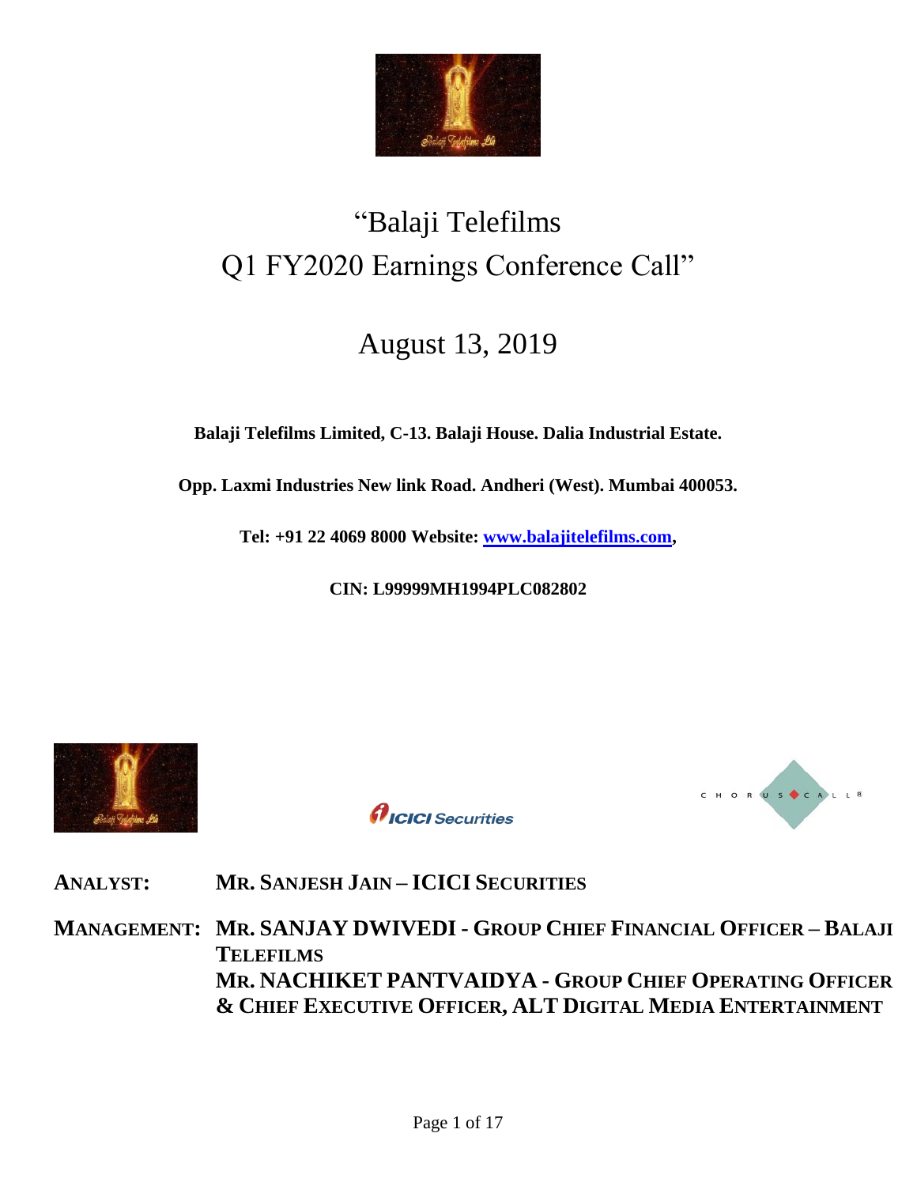# "Balaji Telefilms Q1 FY2020 Earnings Conference Call"

## August 13, 2019

**Balaji Telefilms Limited, C-13. Balaji House. Dalia Industrial Estate.**

**Opp. Laxmi Industries New link Road. Andheri (West). Mumbai 400053.**

**Tel: +91 22 4069 8000 Website: www.balajitelefilms.com,**

**CIN: L99999MH1994PLC082802**

**ANALYST:** **MR. SANJESH JAIN – ICICI SECURITIES**

**MANAGEMENT:** **MR. SANJAY DWIVEDI - GROUP CHIEF FINANCIAL OFFICER – BALAJI TELEFILMS**
**MR. NACHIKET PANTVAIDYA - GROUP CHIEF OPERATING OFFICER & CHIEF EXECUTIVE OFFICER, ALT DIGITAL MEDIA ENTERTAINMENT**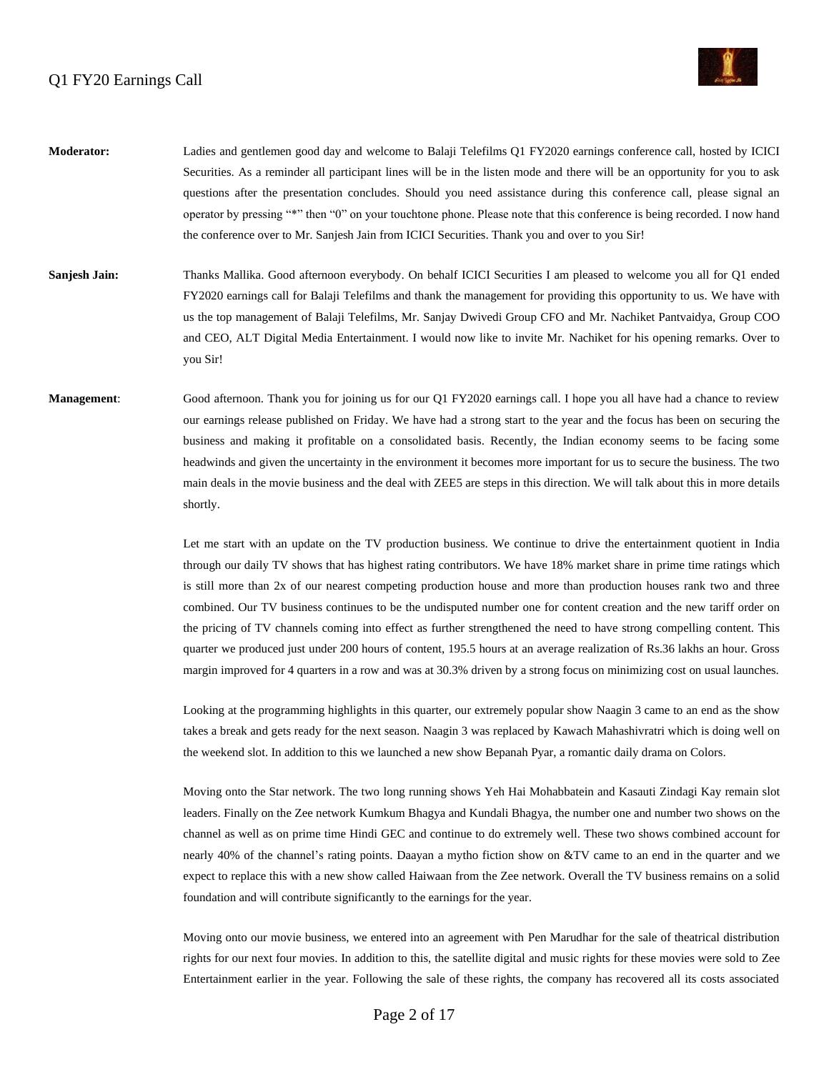**Moderator:** Ladies and gentlemen good day and welcome to Balaji Telefilms Q1 FY2020 earnings conference call, hosted by ICICI Securities. As a reminder all participant lines will be in the listen mode and there will be an opportunity for you to ask questions after the presentation concludes. Should you need assistance during this conference call, please signal an operator by pressing "*" then "0" on your touchtone phone. Please note that this conference is being recorded. I now hand the conference over to Mr. Sanjesh Jain from ICICI Securities. Thank you and over to you Sir!

**Sanjesh Jain:** Thanks Mallika. Good afternoon everybody. On behalf ICICI Securities I am pleased to welcome you all for Q1 ended FY2020 earnings call for Balaji Telefilms and thank the management for providing this opportunity to us. We have with us the top management of Balaji Telefilms, Mr. Sanjay Dwivedi Group CFO and Mr. Nachiket Pantvaidya, Group COO and CEO, ALT Digital Media Entertainment. I would now like to invite Mr. Nachiket for his opening remarks. Over to you Sir!

**Management**: Good afternoon. Thank you for joining us for our Q1 FY2020 earnings call. I hope you all have had a chance to review our earnings release published on Friday. We have had a strong start to the year and the focus has been on securing the business and making it profitable on a consolidated basis. Recently, the Indian economy seems to be facing some headwinds and given the uncertainty in the environment it becomes more important for us to secure the business. The two main deals in the movie business and the deal with ZEE5 are steps in this direction. We will talk about this in more details shortly.

Let me start with an update on the TV production business. We continue to drive the entertainment quotient in India through our daily TV shows that has highest rating contributors. We have 18% market share in prime time ratings which is still more than 2x of our nearest competing production house and more than production houses rank two and three combined. Our TV business continues to be the undisputed number one for content creation and the new tariff order on the pricing of TV channels coming into effect as further strengthened the need to have strong compelling content. This quarter we produced just under 200 hours of content, 195.5 hours at an average realization of Rs.36 lakhs an hour. Gross margin improved for 4 quarters in a row and was at 30.3% driven by a strong focus on minimizing cost on usual launches.

Looking at the programming highlights in this quarter, our extremely popular show Naagin 3 came to an end as the show takes a break and gets ready for the next season. Naagin 3 was replaced by Kawach Mahashivratri which is doing well on the weekend slot. In addition to this we launched a new show Bepanah Pyar, a romantic daily drama on Colors.

Moving onto the Star network. The two long running shows Yeh Hai Mohabbatein and Kasauti Zindagi Kay remain slot leaders. Finally on the Zee network Kumkum Bhagya and Kundali Bhagya, the number one and number two shows on the channel as well as on prime time Hindi GEC and continue to do extremely well. These two shows combined account for nearly 40% of the channel's rating points. Daayan a mytho fiction show on &TV came to an end in the quarter and we expect to replace this with a new show called Haiwaan from the Zee network. Overall the TV business remains on a solid foundation and will contribute significantly to the earnings for the year.

Moving onto our movie business, we entered into an agreement with Pen Marudhar for the sale of theatrical distribution rights for our next four movies. In addition to this, the satellite digital and music rights for these movies were sold to Zee Entertainment earlier in the year. Following the sale of these rights, the company has recovered all its costs associated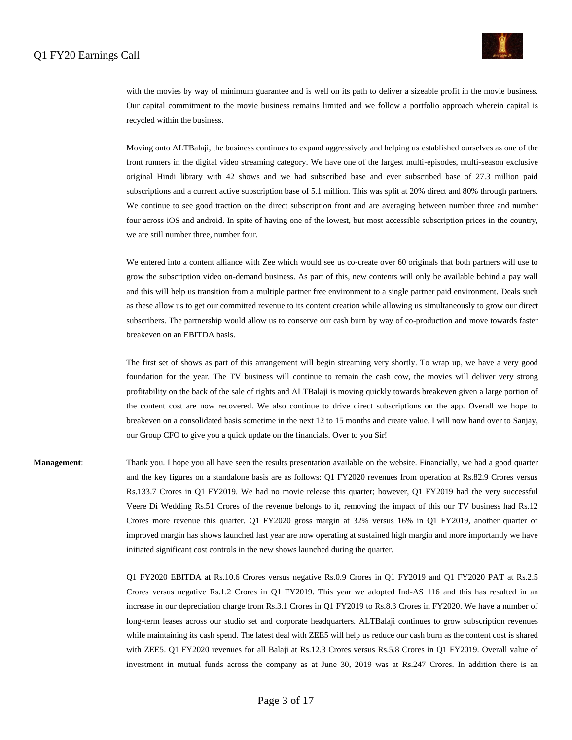with the movies by way of minimum guarantee and is well on its path to deliver a sizeable profit in the movie business. Our capital commitment to the movie business remains limited and we follow a portfolio approach wherein capital is recycled within the business.

Moving onto ALTBalaji, the business continues to expand aggressively and helping us established ourselves as one of the front runners in the digital video streaming category. We have one of the largest multi-episodes, multi-season exclusive original Hindi library with 42 shows and we had subscribed base and ever subscribed base of 27.3 million paid subscriptions and a current active subscription base of 5.1 million. This was split at 20% direct and 80% through partners. We continue to see good traction on the direct subscription front and are averaging between number three and number four across iOS and android. In spite of having one of the lowest, but most accessible subscription prices in the country, we are still number three, number four.

We entered into a content alliance with Zee which would see us co-create over 60 originals that both partners will use to grow the subscription video on-demand business. As part of this, new contents will only be available behind a pay wall and this will help us transition from a multiple partner free environment to a single partner paid environment. Deals such as these allow us to get our committed revenue to its content creation while allowing us simultaneously to grow our direct subscribers. The partnership would allow us to conserve our cash burn by way of co-production and move towards faster breakeven on an EBITDA basis.

The first set of shows as part of this arrangement will begin streaming very shortly. To wrap up, we have a very good foundation for the year. The TV business will continue to remain the cash cow, the movies will deliver very strong profitability on the back of the sale of rights and ALTBalaji is moving quickly towards breakeven given a large portion of the content cost are now recovered. We also continue to drive direct subscriptions on the app. Overall we hope to breakeven on a consolidated basis sometime in the next 12 to 15 months and create value. I will now hand over to Sanjay, our Group CFO to give you a quick update on the financials. Over to you Sir!

**Management**: Thank you. I hope you all have seen the results presentation available on the website. Financially, we had a good quarter and the key figures on a standalone basis are as follows: Q1 FY2020 revenues from operation at Rs.82.9 Crores versus Rs.133.7 Crores in Q1 FY2019. We had no movie release this quarter; however, Q1 FY2019 had the very successful Veere Di Wedding Rs.51 Crores of the revenue belongs to it, removing the impact of this our TV business had Rs.12 Crores more revenue this quarter. Q1 FY2020 gross margin at 32% versus 16% in Q1 FY2019, another quarter of improved margin has shows launched last year are now operating at sustained high margin and more importantly we have initiated significant cost controls in the new shows launched during the quarter.

Q1 FY2020 EBITDA at Rs.10.6 Crores versus negative Rs.0.9 Crores in Q1 FY2019 and Q1 FY2020 PAT at Rs.2.5 Crores versus negative Rs.1.2 Crores in Q1 FY2019. This year we adopted Ind-AS 116 and this has resulted in an increase in our depreciation charge from Rs.3.1 Crores in Q1 FY2019 to Rs.8.3 Crores in FY2020. We have a number of long-term leases across our studio set and corporate headquarters. ALTBalaji continues to grow subscription revenues while maintaining its cash spend. The latest deal with ZEE5 will help us reduce our cash burn as the content cost is shared with ZEE5. Q1 FY2020 revenues for all Balaji at Rs.12.3 Crores versus Rs.5.8 Crores in Q1 FY2019. Overall value of investment in mutual funds across the company as at June 30, 2019 was at Rs.247 Crores. In addition there is an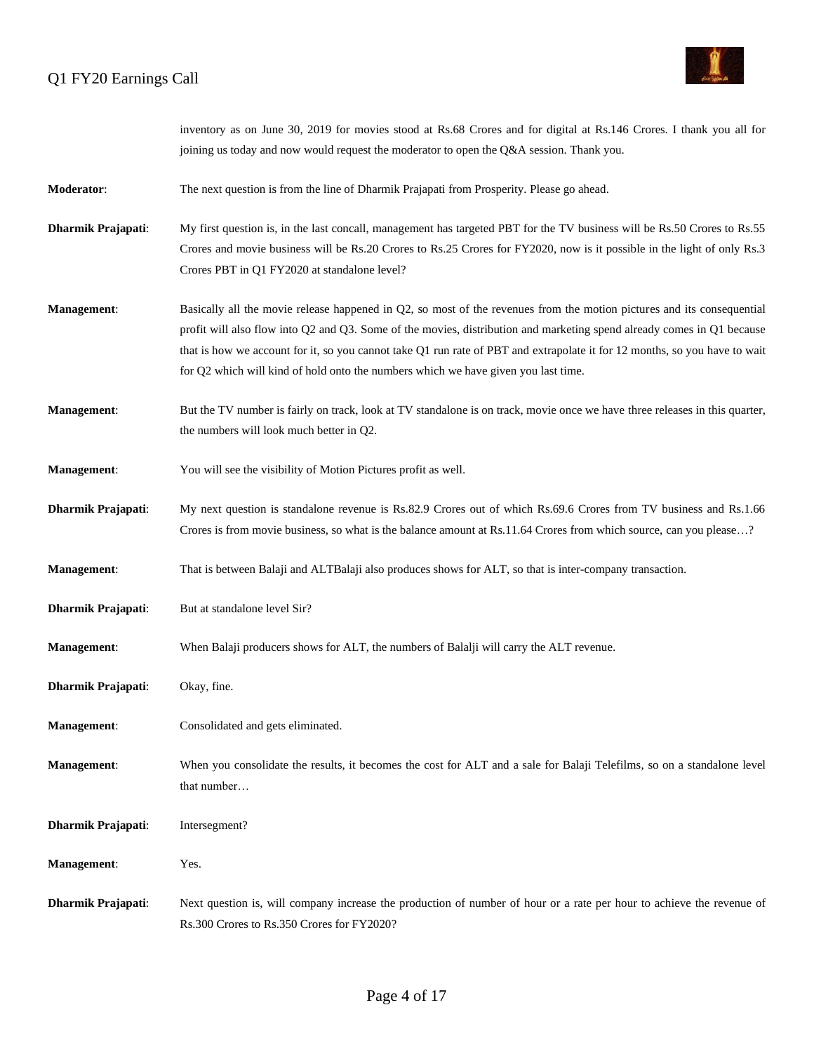inventory as on June 30, 2019 for movies stood at Rs.68 Crores and for digital at Rs.146 Crores. I thank you all for joining us today and now would request the moderator to open the Q&A session. Thank you.

**Moderator**: The next question is from the line of Dharmik Prajapati from Prosperity. Please go ahead.

**Dharmik Prajapati**: My first question is, in the last concall, management has targeted PBT for the TV business will be Rs.50 Crores to Rs.55 Crores and movie business will be Rs.20 Crores to Rs.25 Crores for FY2020, now is it possible in the light of only Rs.3 Crores PBT in Q1 FY2020 at standalone level?

**Management**: Basically all the movie release happened in Q2, so most of the revenues from the motion pictures and its consequential profit will also flow into Q2 and Q3. Some of the movies, distribution and marketing spend already comes in Q1 because that is how we account for it, so you cannot take Q1 run rate of PBT and extrapolate it for 12 months, so you have to wait for Q2 which will kind of hold onto the numbers which we have given you last time.

**Management**: But the TV number is fairly on track, look at TV standalone is on track, movie once we have three releases in this quarter, the numbers will look much better in Q2.

**Management**: You will see the visibility of Motion Pictures profit as well.

**Dharmik Prajapati**: My next question is standalone revenue is Rs.82.9 Crores out of which Rs.69.6 Crores from TV business and Rs.1.66 Crores is from movie business, so what is the balance amount at Rs.11.64 Crores from which source, can you please…?

**Management**: That is between Balaji and ALTBalaji also produces shows for ALT, so that is inter-company transaction.

**Dharmik Prajapati**: But at standalone level Sir?

**Management**: When Balaji producers shows for ALT, the numbers of Balalji will carry the ALT revenue.

**Dharmik Prajapati**: Okay, fine.

**Management**: Consolidated and gets eliminated.

**Management**: When you consolidate the results, it becomes the cost for ALT and a sale for Balaji Telefilms, so on a standalone level that number…

**Dharmik Prajapati**: Intersegment?

**Management**: Yes.

**Dharmik Prajapati**: Next question is, will company increase the production of number of hour or a rate per hour to achieve the revenue of Rs.300 Crores to Rs.350 Crores for FY2020?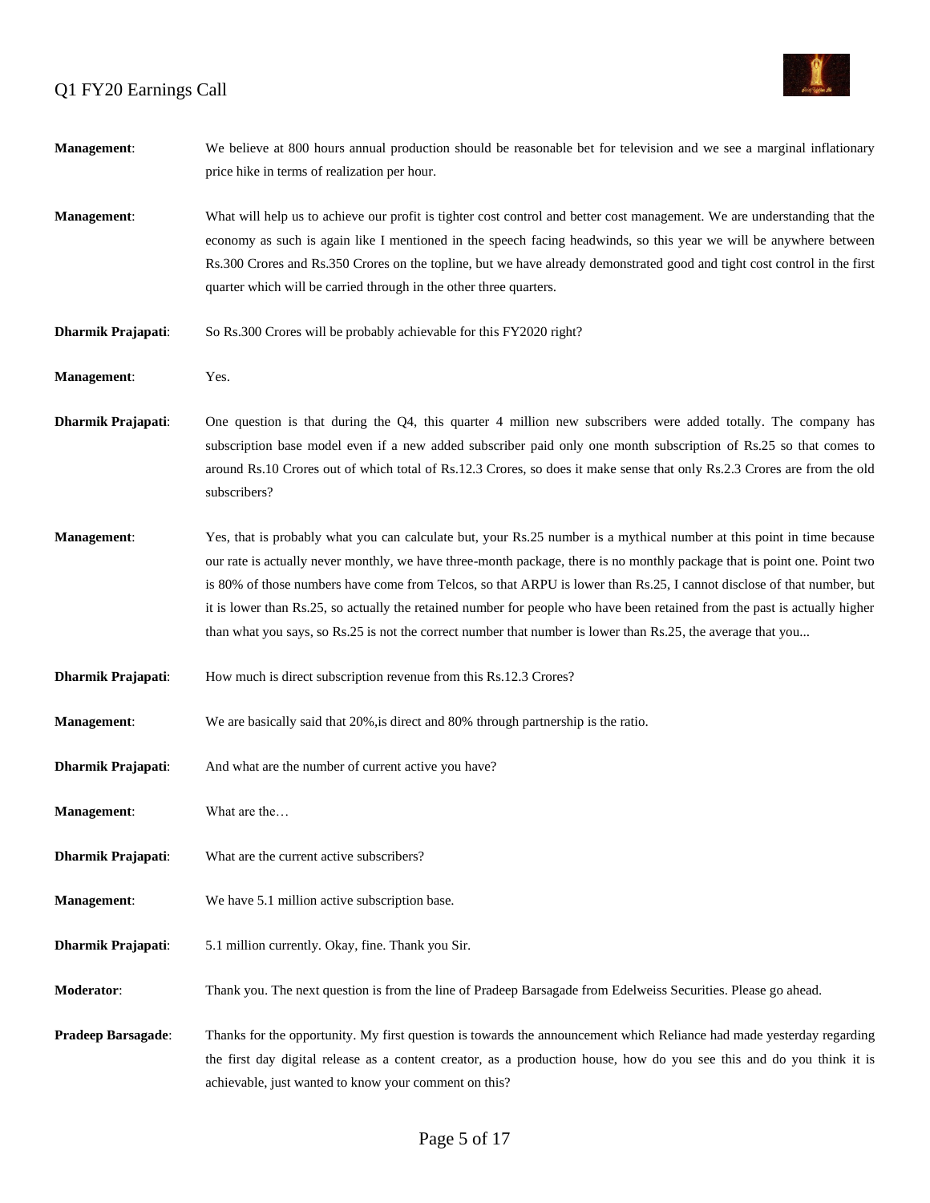**Management**: We believe at 800 hours annual production should be reasonable bet for television and we see a marginal inflationary price hike in terms of realization per hour.

**Management**: What will help us to achieve our profit is tighter cost control and better cost management. We are understanding that the economy as such is again like I mentioned in the speech facing headwinds, so this year we will be anywhere between Rs.300 Crores and Rs.350 Crores on the topline, but we have already demonstrated good and tight cost control in the first quarter which will be carried through in the other three quarters.

**Dharmik Prajapati**: So Rs.300 Crores will be probably achievable for this FY2020 right?

**Management**: Yes.

**Dharmik Prajapati**: One question is that during the Q4, this quarter 4 million new subscribers were added totally. The company has subscription base model even if a new added subscriber paid only one month subscription of Rs.25 so that comes to around Rs.10 Crores out of which total of Rs.12.3 Crores, so does it make sense that only Rs.2.3 Crores are from the old subscribers?

**Management**: Yes, that is probably what you can calculate but, your Rs.25 number is a mythical number at this point in time because our rate is actually never monthly, we have three-month package, there is no monthly package that is point one. Point two is 80% of those numbers have come from Telcos, so that ARPU is lower than Rs.25, I cannot disclose of that number, but it is lower than Rs.25, so actually the retained number for people who have been retained from the past is actually higher than what you says, so Rs.25 is not the correct number that number is lower than Rs.25, the average that you...

**Dharmik Prajapati**: How much is direct subscription revenue from this Rs.12.3 Crores?

**Management**: We are basically said that 20%,is direct and 80% through partnership is the ratio.

**Dharmik Prajapati**: And what are the number of current active you have?

**Management**: What are the…

**Dharmik Prajapati**: What are the current active subscribers?

**Management**: We have 5.1 million active subscription base.

**Dharmik Prajapati**: 5.1 million currently. Okay, fine. Thank you Sir.

**Moderator**: Thank you. The next question is from the line of Pradeep Barsagade from Edelweiss Securities. Please go ahead.

**Pradeep Barsagade**: Thanks for the opportunity. My first question is towards the announcement which Reliance had made yesterday regarding the first day digital release as a content creator, as a production house, how do you see this and do you think it is achievable, just wanted to know your comment on this?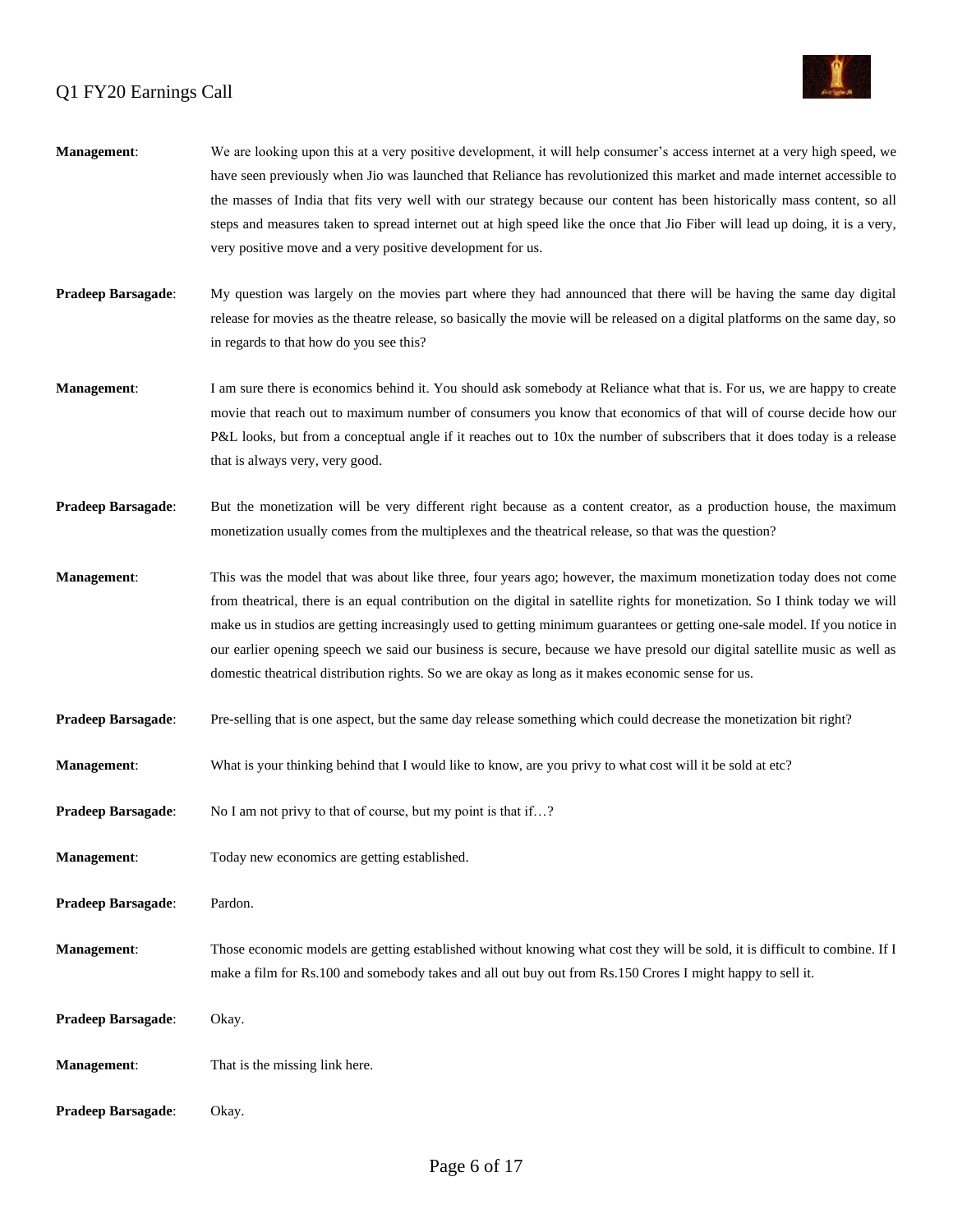**Management**: We are looking upon this at a very positive development, it will help consumer's access internet at a very high speed, we have seen previously when Jio was launched that Reliance has revolutionized this market and made internet accessible to the masses of India that fits very well with our strategy because our content has been historically mass content, so all steps and measures taken to spread internet out at high speed like the once that Jio Fiber will lead up doing, it is a very, very positive move and a very positive development for us.

**Pradeep Barsagade**: My question was largely on the movies part where they had announced that there will be having the same day digital release for movies as the theatre release, so basically the movie will be released on a digital platforms on the same day, so in regards to that how do you see this?

**Management**: I am sure there is economics behind it. You should ask somebody at Reliance what that is. For us, we are happy to create movie that reach out to maximum number of consumers you know that economics of that will of course decide how our P&L looks, but from a conceptual angle if it reaches out to 10x the number of subscribers that it does today is a release that is always very, very good.

**Pradeep Barsagade**: But the monetization will be very different right because as a content creator, as a production house, the maximum monetization usually comes from the multiplexes and the theatrical release, so that was the question?

**Management**: This was the model that was about like three, four years ago; however, the maximum monetization today does not come from theatrical, there is an equal contribution on the digital in satellite rights for monetization. So I think today we will make us in studios are getting increasingly used to getting minimum guarantees or getting one-sale model. If you notice in our earlier opening speech we said our business is secure, because we have presold our digital satellite music as well as domestic theatrical distribution rights. So we are okay as long as it makes economic sense for us.

**Pradeep Barsagade**: Pre-selling that is one aspect, but the same day release something which could decrease the monetization bit right?

**Management**: What is your thinking behind that I would like to know, are you privy to what cost will it be sold at etc?

**Pradeep Barsagade**: No I am not privy to that of course, but my point is that if…?

**Management**: Today new economics are getting established.

**Pradeep Barsagade**: Pardon.

**Management**: Those economic models are getting established without knowing what cost they will be sold, it is difficult to combine. If I make a film for Rs.100 and somebody takes and all out buy out from Rs.150 Crores I might happy to sell it.

**Pradeep Barsagade**: Okay.

**Management**: That is the missing link here.

**Pradeep Barsagade**: Okay.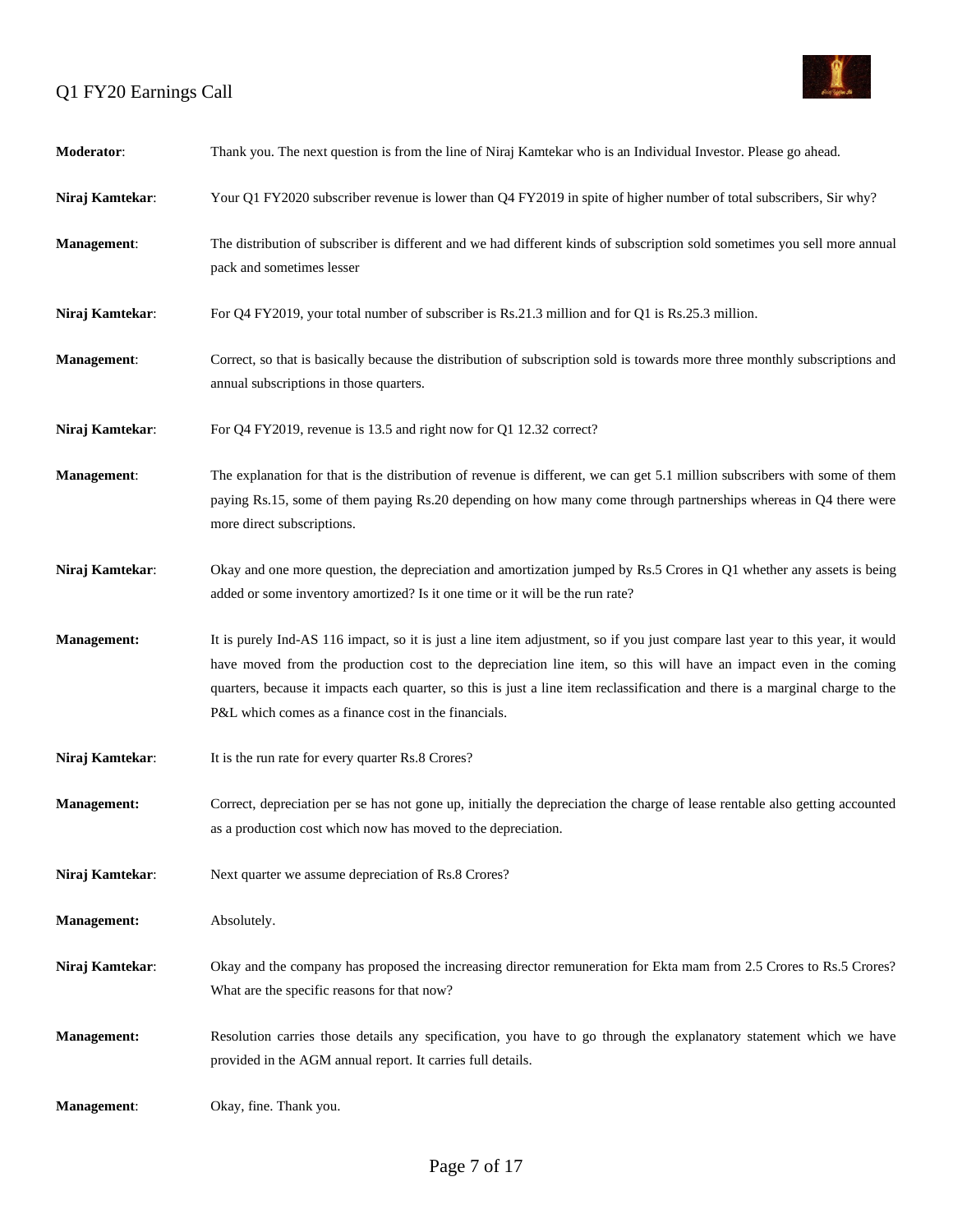**Moderator**: Thank you. The next question is from the line of Niraj Kamtekar who is an Individual Investor. Please go ahead.

**Niraj Kamtekar**: Your Q1 FY2020 subscriber revenue is lower than Q4 FY2019 in spite of higher number of total subscribers, Sir why?

**Management**: The distribution of subscriber is different and we had different kinds of subscription sold sometimes you sell more annual pack and sometimes lesser

**Niraj Kamtekar**: For Q4 FY2019, your total number of subscriber is Rs.21.3 million and for Q1 is Rs.25.3 million.

**Management**: Correct, so that is basically because the distribution of subscription sold is towards more three monthly subscriptions and annual subscriptions in those quarters.

**Niraj Kamtekar**: For Q4 FY2019, revenue is 13.5 and right now for Q1 12.32 correct?

**Management**: The explanation for that is the distribution of revenue is different, we can get 5.1 million subscribers with some of them paying Rs.15, some of them paying Rs.20 depending on how many come through partnerships whereas in Q4 there were more direct subscriptions.

**Niraj Kamtekar**: Okay and one more question, the depreciation and amortization jumped by Rs.5 Crores in Q1 whether any assets is being added or some inventory amortized? Is it one time or it will be the run rate?

**Management:** It is purely Ind-AS 116 impact, so it is just a line item adjustment, so if you just compare last year to this year, it would have moved from the production cost to the depreciation line item, so this will have an impact even in the coming quarters, because it impacts each quarter, so this is just a line item reclassification and there is a marginal charge to the P&L which comes as a finance cost in the financials.

**Niraj Kamtekar**: It is the run rate for every quarter Rs.8 Crores?

**Management:** Correct, depreciation per se has not gone up, initially the depreciation the charge of lease rentable also getting accounted as a production cost which now has moved to the depreciation.

**Niraj Kamtekar**: Next quarter we assume depreciation of Rs.8 Crores?

**Management:** Absolutely.

**Niraj Kamtekar**: Okay and the company has proposed the increasing director remuneration for Ekta mam from 2.5 Crores to Rs.5 Crores? What are the specific reasons for that now?

**Management:** Resolution carries those details any specification, you have to go through the explanatory statement which we have provided in the AGM annual report. It carries full details.

**Management**: Okay, fine. Thank you.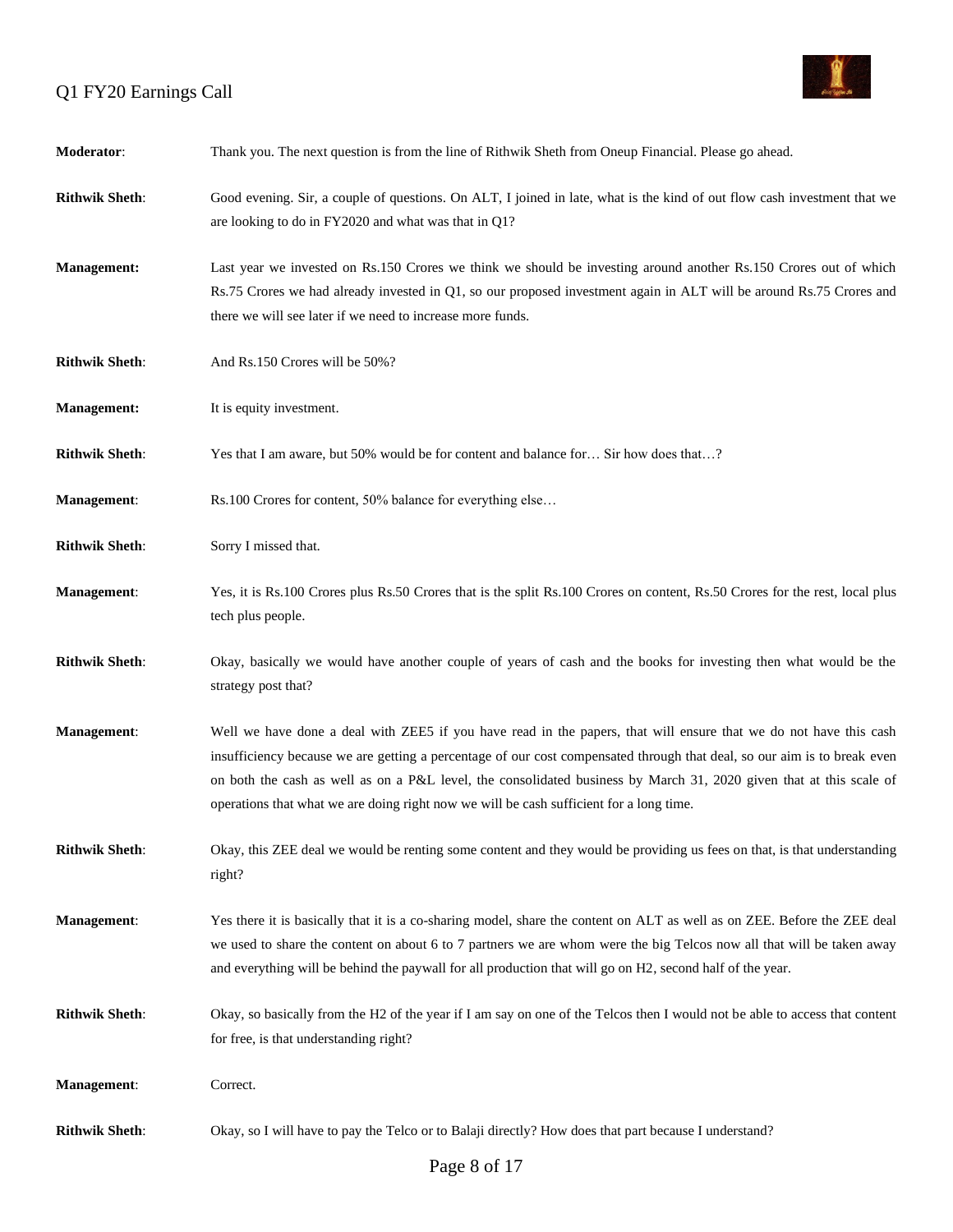**Moderator**: Thank you. The next question is from the line of Rithwik Sheth from Oneup Financial. Please go ahead.

**Rithwik Sheth**: Good evening. Sir, a couple of questions. On ALT, I joined in late, what is the kind of out flow cash investment that we are looking to do in FY2020 and what was that in Q1?

**Management:** Last year we invested on Rs.150 Crores we think we should be investing around another Rs.150 Crores out of which Rs.75 Crores we had already invested in Q1, so our proposed investment again in ALT will be around Rs.75 Crores and there we will see later if we need to increase more funds.

**Rithwik Sheth**: And Rs.150 Crores will be 50%?

**Management:** It is equity investment.

**Rithwik Sheth**: Yes that I am aware, but 50% would be for content and balance for… Sir how does that…?

**Management**: Rs.100 Crores for content, 50% balance for everything else…

**Rithwik Sheth**: Sorry I missed that.

**Management**: Yes, it is Rs.100 Crores plus Rs.50 Crores that is the split Rs.100 Crores on content, Rs.50 Crores for the rest, local plus tech plus people.

**Rithwik Sheth**: Okay, basically we would have another couple of years of cash and the books for investing then what would be the strategy post that?

**Management**: Well we have done a deal with ZEE5 if you have read in the papers, that will ensure that we do not have this cash insufficiency because we are getting a percentage of our cost compensated through that deal, so our aim is to break even on both the cash as well as on a P&L level, the consolidated business by March 31, 2020 given that at this scale of operations that what we are doing right now we will be cash sufficient for a long time.

**Rithwik Sheth**: Okay, this ZEE deal we would be renting some content and they would be providing us fees on that, is that understanding right?

**Management**: Yes there it is basically that it is a co-sharing model, share the content on ALT as well as on ZEE. Before the ZEE deal we used to share the content on about 6 to 7 partners we are whom were the big Telcos now all that will be taken away and everything will be behind the paywall for all production that will go on H2, second half of the year.

**Rithwik Sheth**: Okay, so basically from the H2 of the year if I am say on one of the Telcos then I would not be able to access that content for free, is that understanding right?

**Management**: Correct.

**Rithwik Sheth**: Okay, so I will have to pay the Telco or to Balaji directly? How does that part because I understand?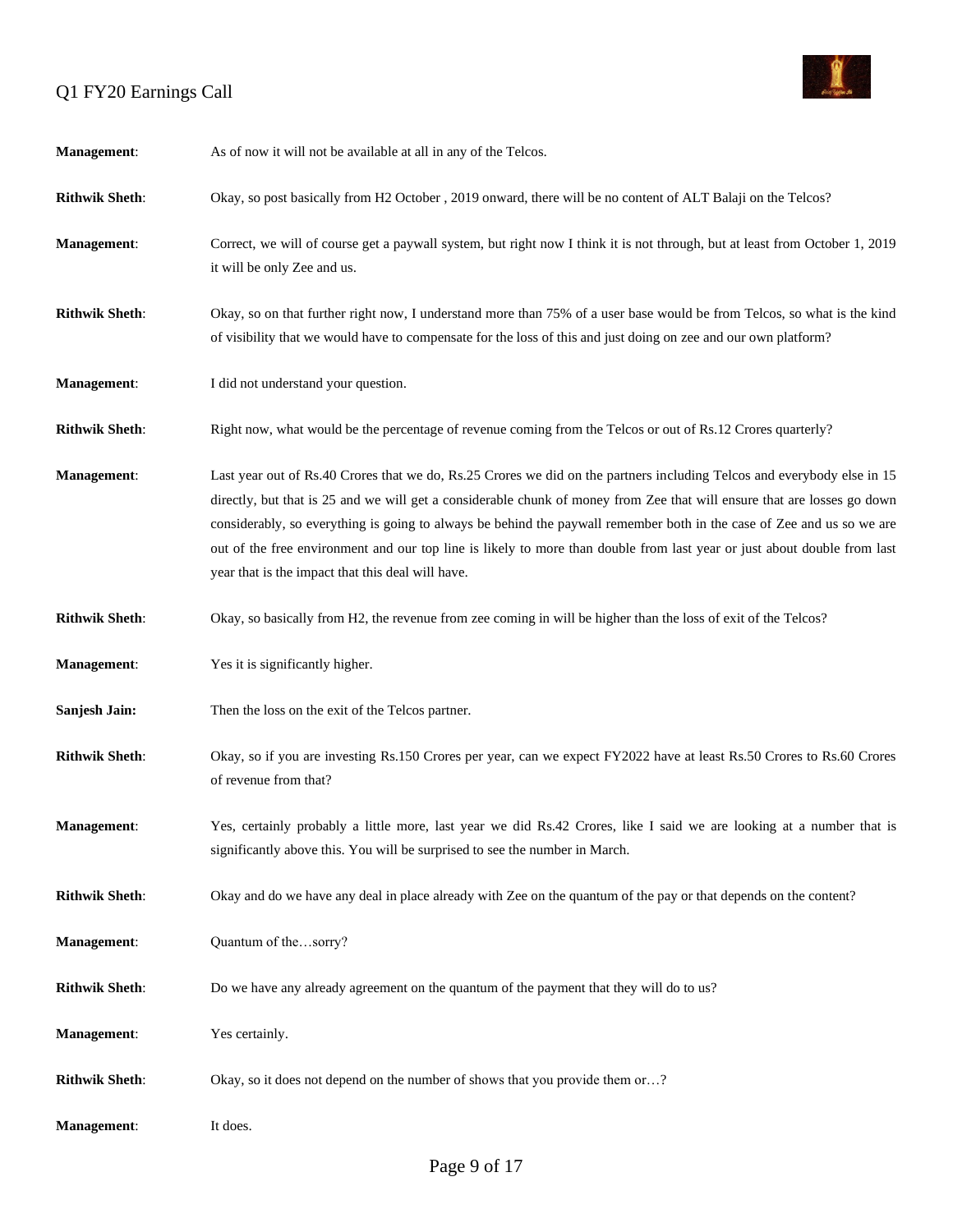**Management**: As of now it will not be available at all in any of the Telcos.

**Rithwik Sheth**: Okay, so post basically from H2 October , 2019 onward, there will be no content of ALT Balaji on the Telcos?

**Management**: Correct, we will of course get a paywall system, but right now I think it is not through, but at least from October 1, 2019 it will be only Zee and us.

**Rithwik Sheth**: Okay, so on that further right now, I understand more than 75% of a user base would be from Telcos, so what is the kind of visibility that we would have to compensate for the loss of this and just doing on zee and our own platform?

**Management**: I did not understand your question.

**Rithwik Sheth**: Right now, what would be the percentage of revenue coming from the Telcos or out of Rs.12 Crores quarterly?

**Management**: Last year out of Rs.40 Crores that we do, Rs.25 Crores we did on the partners including Telcos and everybody else in 15 directly, but that is 25 and we will get a considerable chunk of money from Zee that will ensure that are losses go down considerably, so everything is going to always be behind the paywall remember both in the case of Zee and us so we are out of the free environment and our top line is likely to more than double from last year or just about double from last year that is the impact that this deal will have.

**Rithwik Sheth**: Okay, so basically from H2, the revenue from zee coming in will be higher than the loss of exit of the Telcos?

**Management**: Yes it is significantly higher.

**Sanjesh Jain:** Then the loss on the exit of the Telcos partner.

**Rithwik Sheth**: Okay, so if you are investing Rs.150 Crores per year, can we expect FY2022 have at least Rs.50 Crores to Rs.60 Crores of revenue from that?

**Management**: Yes, certainly probably a little more, last year we did Rs.42 Crores, like I said we are looking at a number that is significantly above this. You will be surprised to see the number in March.

**Rithwik Sheth**: Okay and do we have any deal in place already with Zee on the quantum of the pay or that depends on the content?

**Management**: Quantum of the…sorry?

**Rithwik Sheth**: Do we have any already agreement on the quantum of the payment that they will do to us?

**Management**: Yes certainly.

**Rithwik Sheth**: Okay, so it does not depend on the number of shows that you provide them or…?

**Management**: It does.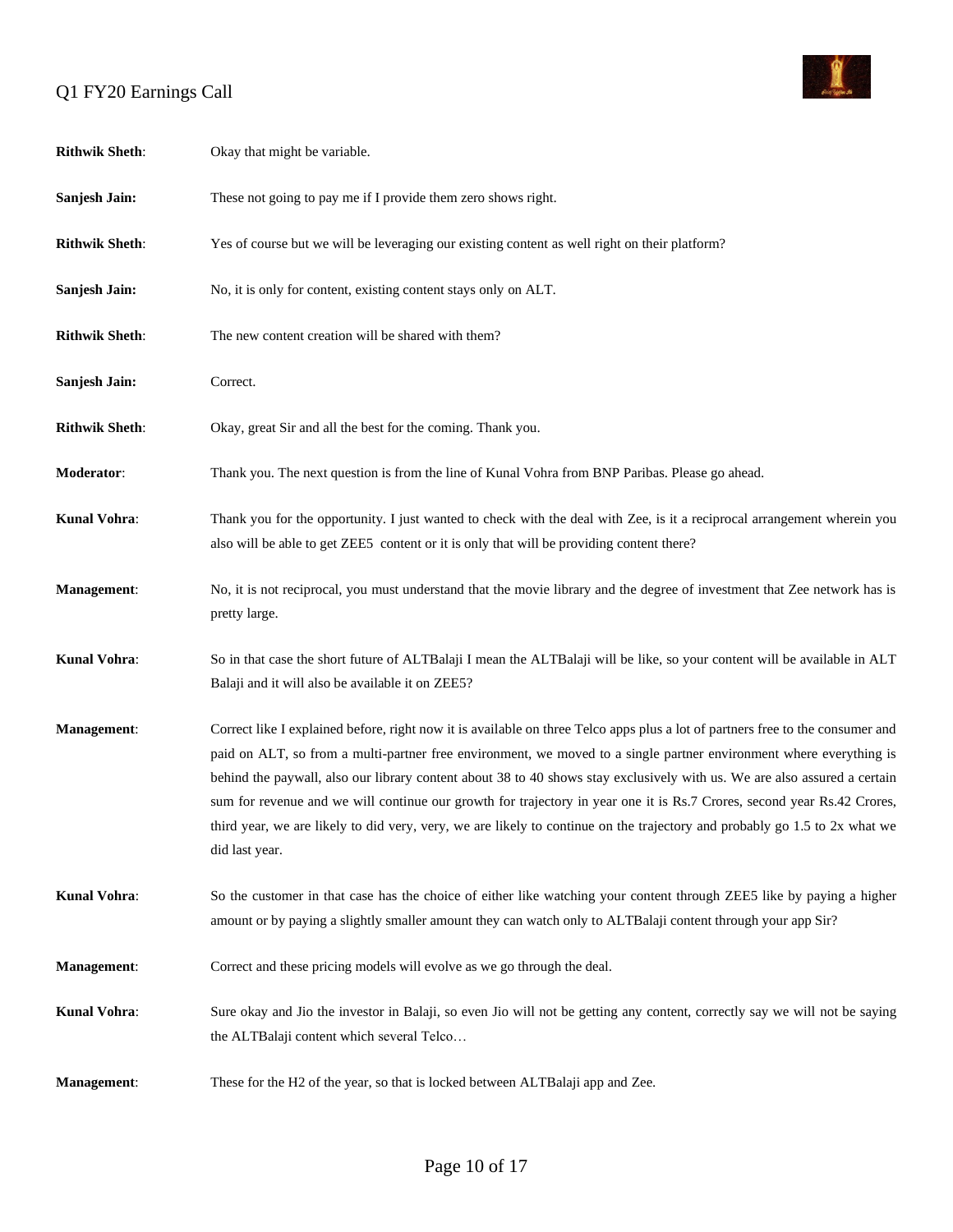**Rithwik Sheth**: Okay that might be variable.

**Sanjesh Jain:** These not going to pay me if I provide them zero shows right.

**Rithwik Sheth**: Yes of course but we will be leveraging our existing content as well right on their platform?

**Sanjesh Jain:** No, it is only for content, existing content stays only on ALT.

**Rithwik Sheth**: The new content creation will be shared with them?

**Sanjesh Jain:** Correct.

**Rithwik Sheth**: Okay, great Sir and all the best for the coming. Thank you.

**Moderator**: Thank you. The next question is from the line of Kunal Vohra from BNP Paribas. Please go ahead.

**Kunal Vohra**: Thank you for the opportunity. I just wanted to check with the deal with Zee, is it a reciprocal arrangement wherein you also will be able to get ZEE5 content or it is only that will be providing content there?

**Management**: No, it is not reciprocal, you must understand that the movie library and the degree of investment that Zee network has is pretty large.

**Kunal Vohra**: So in that case the short future of ALTBalaji I mean the ALTBalaji will be like, so your content will be available in ALT Balaji and it will also be available it on ZEE5?

**Management**: Correct like I explained before, right now it is available on three Telco apps plus a lot of partners free to the consumer and paid on ALT, so from a multi-partner free environment, we moved to a single partner environment where everything is behind the paywall, also our library content about 38 to 40 shows stay exclusively with us. We are also assured a certain sum for revenue and we will continue our growth for trajectory in year one it is Rs.7 Crores, second year Rs.42 Crores, third year, we are likely to did very, very, we are likely to continue on the trajectory and probably go 1.5 to 2x what we did last year.

**Kunal Vohra**: So the customer in that case has the choice of either like watching your content through ZEE5 like by paying a higher amount or by paying a slightly smaller amount they can watch only to ALTBalaji content through your app Sir?

**Management**: Correct and these pricing models will evolve as we go through the deal.

**Kunal Vohra**: Sure okay and Jio the investor in Balaji, so even Jio will not be getting any content, correctly say we will not be saying the ALTBalaji content which several Telco…

**Management**: These for the H2 of the year, so that is locked between ALTBalaji app and Zee.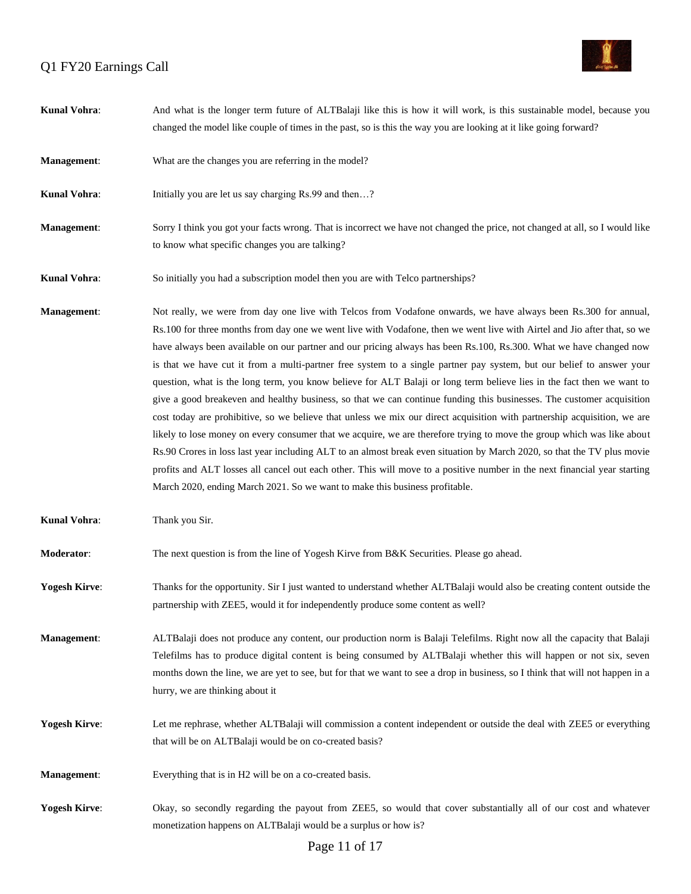**Kunal Vohra**: And what is the longer term future of ALTBalaji like this is how it will work, is this sustainable model, because you changed the model like couple of times in the past, so is this the way you are looking at it like going forward?

**Management**: What are the changes you are referring in the model?

**Kunal Vohra**: Initially you are let us say charging Rs.99 and then…?

**Management**: Sorry I think you got your facts wrong. That is incorrect we have not changed the price, not changed at all, so I would like to know what specific changes you are talking?

**Kunal Vohra**: So initially you had a subscription model then you are with Telco partnerships?

**Management**: Not really, we were from day one live with Telcos from Vodafone onwards, we have always been Rs.300 for annual, Rs.100 for three months from day one we went live with Vodafone, then we went live with Airtel and Jio after that, so we have always been available on our partner and our pricing always has been Rs.100, Rs.300. What we have changed now is that we have cut it from a multi-partner free system to a single partner pay system, but our belief to answer your question, what is the long term, you know believe for ALT Balaji or long term believe lies in the fact then we want to give a good breakeven and healthy business, so that we can continue funding this businesses. The customer acquisition cost today are prohibitive, so we believe that unless we mix our direct acquisition with partnership acquisition, we are likely to lose money on every consumer that we acquire, we are therefore trying to move the group which was like about Rs.90 Crores in loss last year including ALT to an almost break even situation by March 2020, so that the TV plus movie profits and ALT losses all cancel out each other. This will move to a positive number in the next financial year starting March 2020, ending March 2021. So we want to make this business profitable.

**Kunal Vohra**: Thank you Sir.

**Moderator**: The next question is from the line of Yogesh Kirve from B&K Securities. Please go ahead.

**Yogesh Kirve**: Thanks for the opportunity. Sir I just wanted to understand whether ALTBalaji would also be creating content outside the partnership with ZEE5, would it for independently produce some content as well?

**Management**: ALTBalaji does not produce any content, our production norm is Balaji Telefilms. Right now all the capacity that Balaji Telefilms has to produce digital content is being consumed by ALTBalaji whether this will happen or not six, seven months down the line, we are yet to see, but for that we want to see a drop in business, so I think that will not happen in a hurry, we are thinking about it

**Yogesh Kirve**: Let me rephrase, whether ALTBalaji will commission a content independent or outside the deal with ZEE5 or everything that will be on ALTBalaji would be on co-created basis?

**Management**: Everything that is in H2 will be on a co-created basis.

**Yogesh Kirve**: Okay, so secondly regarding the payout from ZEE5, so would that cover substantially all of our cost and whatever monetization happens on ALTBalaji would be a surplus or how is?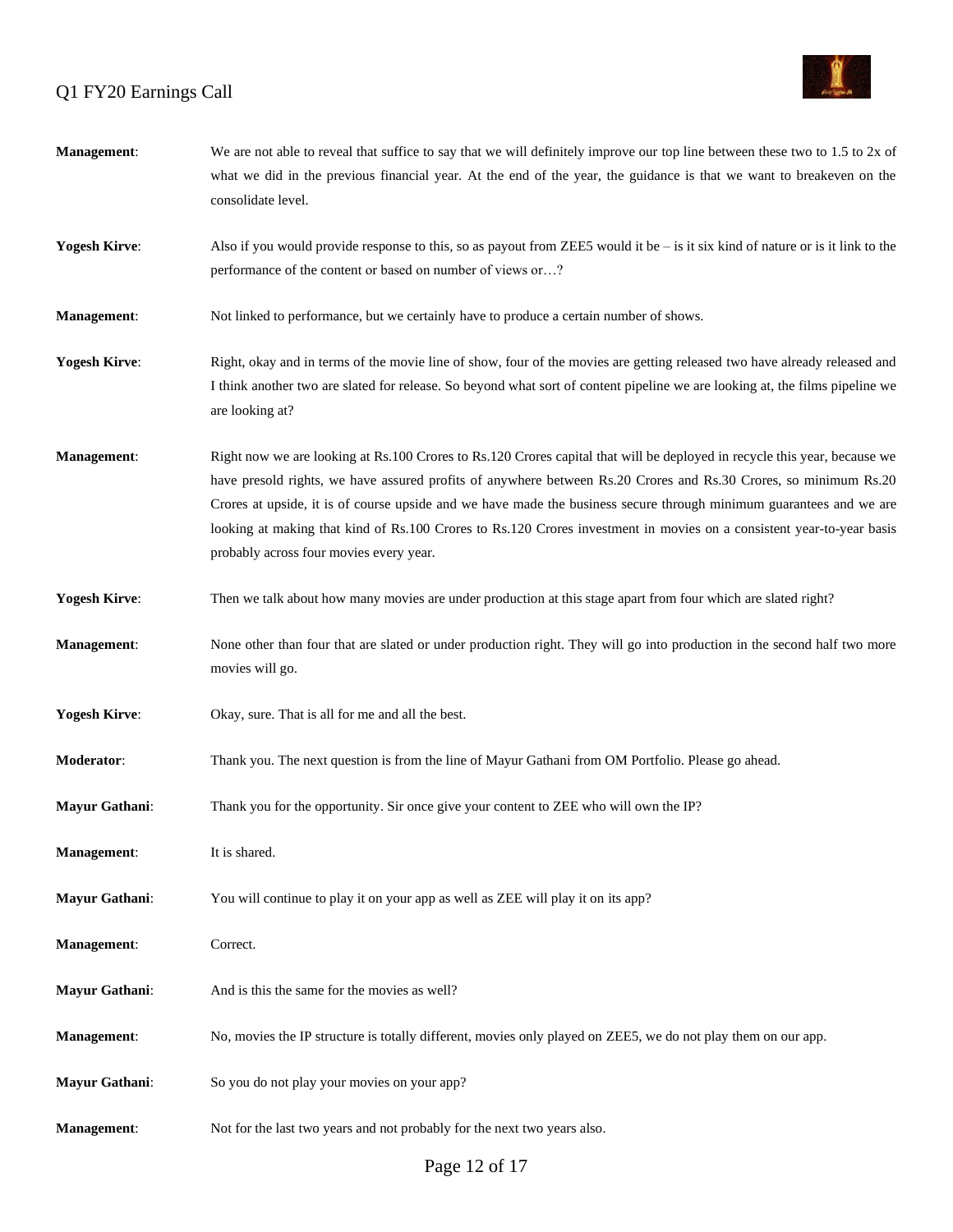**Management**: We are not able to reveal that suffice to say that we will definitely improve our top line between these two to 1.5 to 2x of what we did in the previous financial year. At the end of the year, the guidance is that we want to breakeven on the consolidate level.

**Yogesh Kirve**: Also if you would provide response to this, so as payout from ZEE5 would it be – is it six kind of nature or is it link to the performance of the content or based on number of views or…?

**Management**: Not linked to performance, but we certainly have to produce a certain number of shows.

**Yogesh Kirve**: Right, okay and in terms of the movie line of show, four of the movies are getting released two have already released and I think another two are slated for release. So beyond what sort of content pipeline we are looking at, the films pipeline we are looking at?

**Management**: Right now we are looking at Rs.100 Crores to Rs.120 Crores capital that will be deployed in recycle this year, because we have presold rights, we have assured profits of anywhere between Rs.20 Crores and Rs.30 Crores, so minimum Rs.20 Crores at upside, it is of course upside and we have made the business secure through minimum guarantees and we are looking at making that kind of Rs.100 Crores to Rs.120 Crores investment in movies on a consistent year-to-year basis probably across four movies every year.

**Yogesh Kirve**: Then we talk about how many movies are under production at this stage apart from four which are slated right?

**Management**: None other than four that are slated or under production right. They will go into production in the second half two more movies will go.

**Yogesh Kirve**: Okay, sure. That is all for me and all the best.

**Moderator**: Thank you. The next question is from the line of Mayur Gathani from OM Portfolio. Please go ahead.

**Mayur Gathani**: Thank you for the opportunity. Sir once give your content to ZEE who will own the IP?

**Management**: It is shared.

**Mayur Gathani**: You will continue to play it on your app as well as ZEE will play it on its app?

**Management**: Correct.

**Mayur Gathani**: And is this the same for the movies as well?

**Management**: No, movies the IP structure is totally different, movies only played on ZEE5, we do not play them on our app.

**Mayur Gathani**: So you do not play your movies on your app?

**Management**: Not for the last two years and not probably for the next two years also.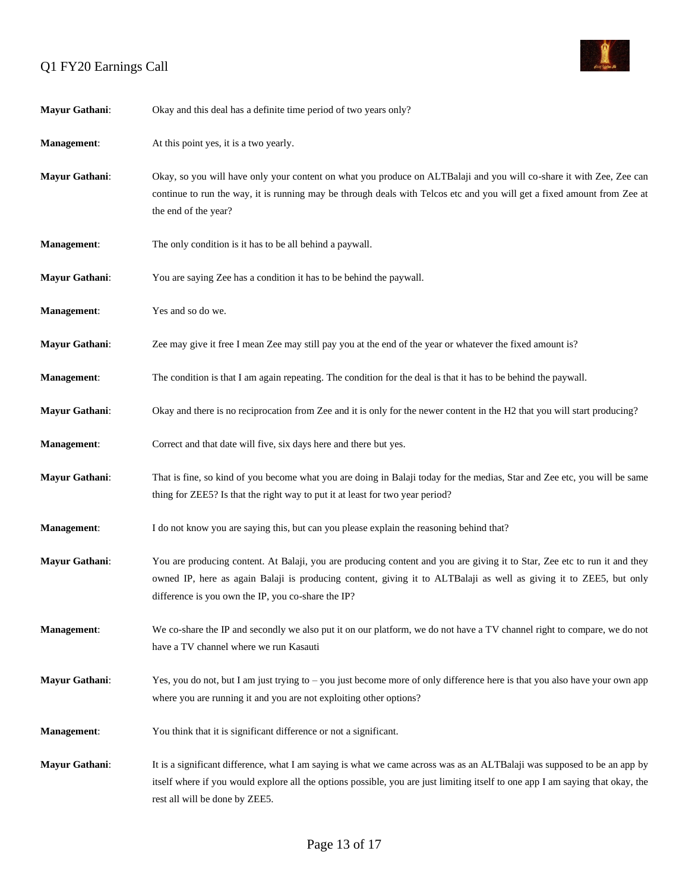**Mayur Gathani**: Okay and this deal has a definite time period of two years only?

**Management**: At this point yes, it is a two yearly.

**Mayur Gathani**: Okay, so you will have only your content on what you produce on ALTBalaji and you will co-share it with Zee, Zee can continue to run the way, it is running may be through deals with Telcos etc and you will get a fixed amount from Zee at the end of the year?

**Management**: The only condition is it has to be all behind a paywall.

**Mayur Gathani**: You are saying Zee has a condition it has to be behind the paywall.

**Management**: Yes and so do we.

**Mayur Gathani**: Zee may give it free I mean Zee may still pay you at the end of the year or whatever the fixed amount is?

**Management**: The condition is that I am again repeating. The condition for the deal is that it has to be behind the paywall.

**Mayur Gathani**: Okay and there is no reciprocation from Zee and it is only for the newer content in the H2 that you will start producing?

**Management**: Correct and that date will five, six days here and there but yes.

**Mayur Gathani**: That is fine, so kind of you become what you are doing in Balaji today for the medias, Star and Zee etc, you will be same thing for ZEE5? Is that the right way to put it at least for two year period?

**Management**: I do not know you are saying this, but can you please explain the reasoning behind that?

**Mayur Gathani**: You are producing content. At Balaji, you are producing content and you are giving it to Star, Zee etc to run it and they owned IP, here as again Balaji is producing content, giving it to ALTBalaji as well as giving it to ZEE5, but only difference is you own the IP, you co-share the IP?

**Management**: We co-share the IP and secondly we also put it on our platform, we do not have a TV channel right to compare, we do not have a TV channel where we run Kasauti

**Mayur Gathani**: Yes, you do not, but I am just trying to – you just become more of only difference here is that you also have your own app where you are running it and you are not exploiting other options?

**Management**: You think that it is significant difference or not a significant.

**Mayur Gathani**: It is a significant difference, what I am saying is what we came across was as an ALTBalaji was supposed to be an app by itself where if you would explore all the options possible, you are just limiting itself to one app I am saying that okay, the rest all will be done by ZEE5.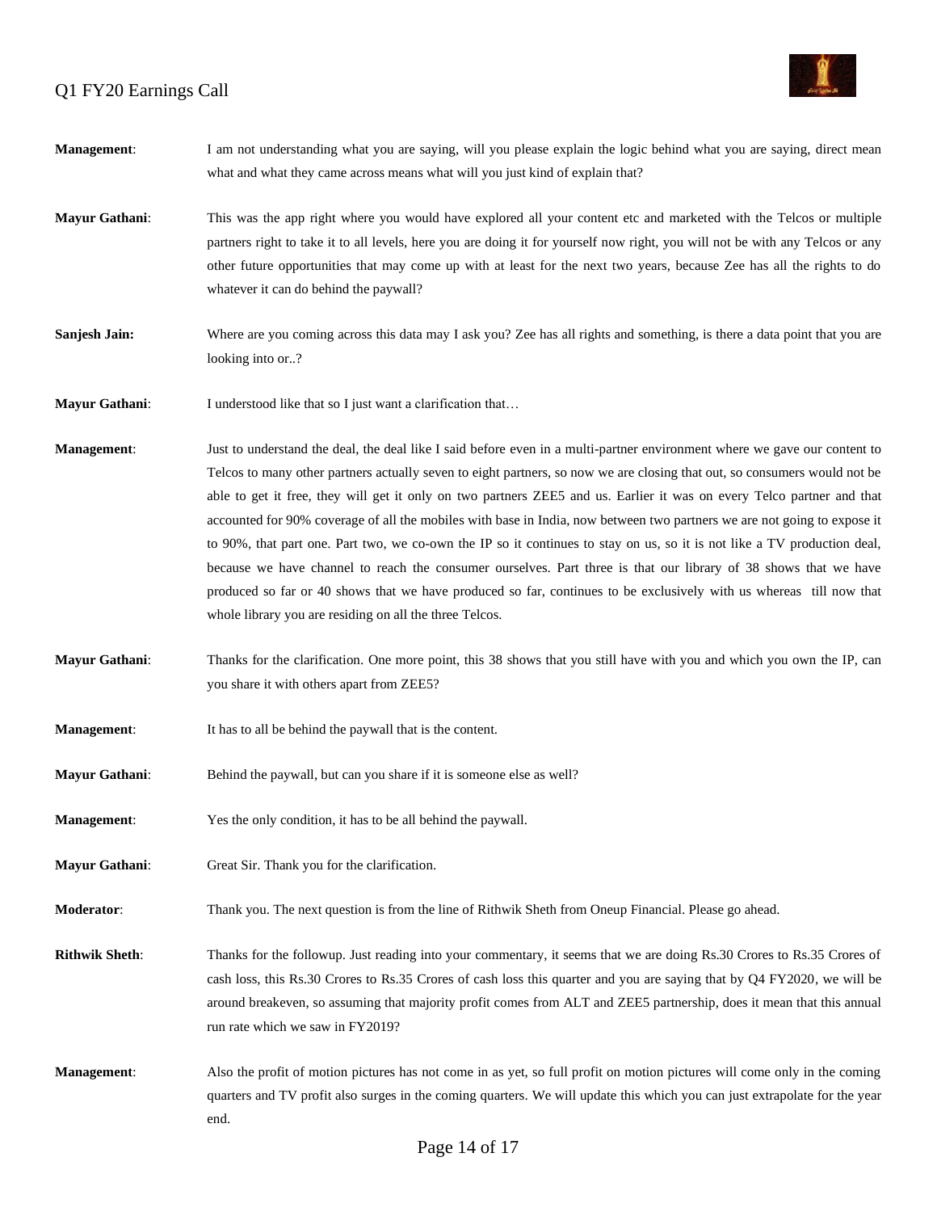**Management**: I am not understanding what you are saying, will you please explain the logic behind what you are saying, direct mean what and what they came across means what will you just kind of explain that?

**Mayur Gathani**: This was the app right where you would have explored all your content etc and marketed with the Telcos or multiple partners right to take it to all levels, here you are doing it for yourself now right, you will not be with any Telcos or any other future opportunities that may come up with at least for the next two years, because Zee has all the rights to do whatever it can do behind the paywall?

**Sanjesh Jain:** Where are you coming across this data may I ask you? Zee has all rights and something, is there a data point that you are looking into or..?

**Mayur Gathani**: I understood like that so I just want a clarification that…

**Management**: Just to understand the deal, the deal like I said before even in a multi-partner environment where we gave our content to Telcos to many other partners actually seven to eight partners, so now we are closing that out, so consumers would not be able to get it free, they will get it only on two partners ZEE5 and us. Earlier it was on every Telco partner and that accounted for 90% coverage of all the mobiles with base in India, now between two partners we are not going to expose it to 90%, that part one. Part two, we co-own the IP so it continues to stay on us, so it is not like a TV production deal, because we have channel to reach the consumer ourselves. Part three is that our library of 38 shows that we have produced so far or 40 shows that we have produced so far, continues to be exclusively with us whereas till now that whole library you are residing on all the three Telcos.

**Mayur Gathani**: Thanks for the clarification. One more point, this 38 shows that you still have with you and which you own the IP, can you share it with others apart from ZEE5?

**Management**: It has to all be behind the paywall that is the content.

**Mayur Gathani**: Behind the paywall, but can you share if it is someone else as well?

**Management**: Yes the only condition, it has to be all behind the paywall.

**Mayur Gathani**: Great Sir. Thank you for the clarification.

**Moderator**: Thank you. The next question is from the line of Rithwik Sheth from Oneup Financial. Please go ahead.

**Rithwik Sheth**: Thanks for the followup. Just reading into your commentary, it seems that we are doing Rs.30 Crores to Rs.35 Crores of cash loss, this Rs.30 Crores to Rs.35 Crores of cash loss this quarter and you are saying that by Q4 FY2020, we will be around breakeven, so assuming that majority profit comes from ALT and ZEE5 partnership, does it mean that this annual run rate which we saw in FY2019?

**Management**: Also the profit of motion pictures has not come in as yet, so full profit on motion pictures will come only in the coming quarters and TV profit also surges in the coming quarters. We will update this which you can just extrapolate for the year end.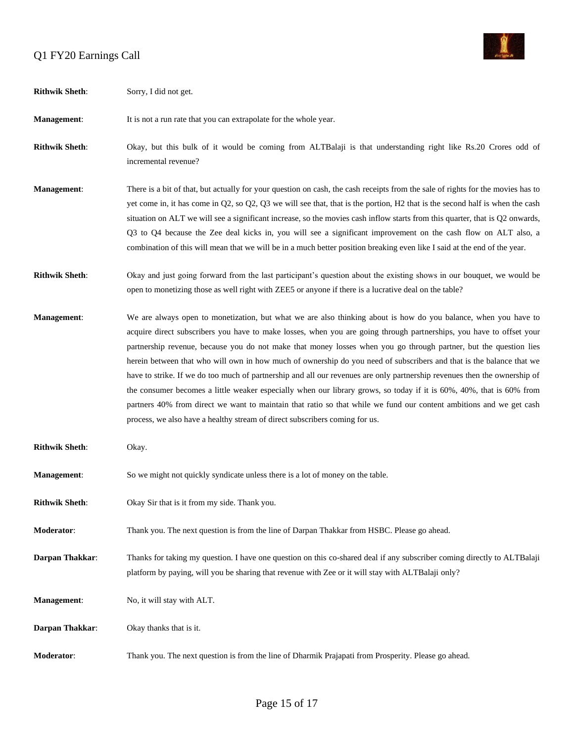**Rithwik Sheth**: Sorry, I did not get.

**Management**: It is not a run rate that you can extrapolate for the whole year.

**Rithwik Sheth**: Okay, but this bulk of it would be coming from ALTBalaji is that understanding right like Rs.20 Crores odd of incremental revenue?

**Management**: There is a bit of that, but actually for your question on cash, the cash receipts from the sale of rights for the movies has to yet come in, it has come in Q2, so Q2, Q3 we will see that, that is the portion, H2 that is the second half is when the cash situation on ALT we will see a significant increase, so the movies cash inflow starts from this quarter, that is Q2 onwards, Q3 to Q4 because the Zee deal kicks in, you will see a significant improvement on the cash flow on ALT also, a combination of this will mean that we will be in a much better position breaking even like I said at the end of the year.

**Rithwik Sheth**: Okay and just going forward from the last participant's question about the existing shows in our bouquet, we would be open to monetizing those as well right with ZEE5 or anyone if there is a lucrative deal on the table?

**Management**: We are always open to monetization, but what we are also thinking about is how do you balance, when you have to acquire direct subscribers you have to make losses, when you are going through partnerships, you have to offset your partnership revenue, because you do not make that money losses when you go through partner, but the question lies herein between that who will own in how much of ownership do you need of subscribers and that is the balance that we have to strike. If we do too much of partnership and all our revenues are only partnership revenues then the ownership of the consumer becomes a little weaker especially when our library grows, so today if it is 60%, 40%, that is 60% from partners 40% from direct we want to maintain that ratio so that while we fund our content ambitions and we get cash process, we also have a healthy stream of direct subscribers coming for us.

**Rithwik Sheth**: Okay.

**Management**: So we might not quickly syndicate unless there is a lot of money on the table.

**Rithwik Sheth**: Okay Sir that is it from my side. Thank you.

**Moderator**: Thank you. The next question is from the line of Darpan Thakkar from HSBC. Please go ahead.

**Darpan Thakkar**: Thanks for taking my question. I have one question on this co-shared deal if any subscriber coming directly to ALTBalaji platform by paying, will you be sharing that revenue with Zee or it will stay with ALTBalaji only?

**Management**: No, it will stay with ALT.

**Darpan Thakkar**: Okay thanks that is it.

**Moderator**: Thank you. The next question is from the line of Dharmik Prajapati from Prosperity. Please go ahead.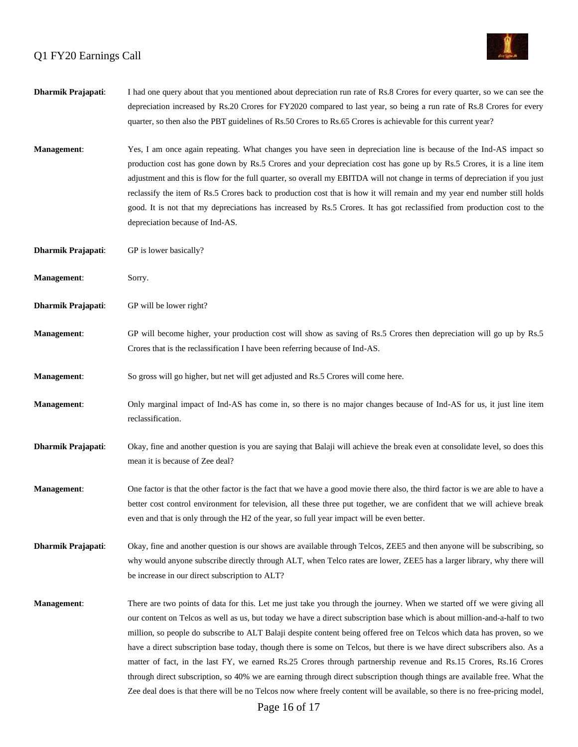**Dharmik Prajapati**: I had one query about that you mentioned about depreciation run rate of Rs.8 Crores for every quarter, so we can see the depreciation increased by Rs.20 Crores for FY2020 compared to last year, so being a run rate of Rs.8 Crores for every quarter, so then also the PBT guidelines of Rs.50 Crores to Rs.65 Crores is achievable for this current year?

**Management**: Yes, I am once again repeating. What changes you have seen in depreciation line is because of the Ind-AS impact so production cost has gone down by Rs.5 Crores and your depreciation cost has gone up by Rs.5 Crores, it is a line item adjustment and this is flow for the full quarter, so overall my EBITDA will not change in terms of depreciation if you just reclassify the item of Rs.5 Crores back to production cost that is how it will remain and my year end number still holds good. It is not that my depreciations has increased by Rs.5 Crores. It has got reclassified from production cost to the depreciation because of Ind-AS.

**Dharmik Prajapati**: GP is lower basically?

**Management**: Sorry.

**Dharmik Prajapati**: GP will be lower right?

**Management**: GP will become higher, your production cost will show as saving of Rs.5 Crores then depreciation will go up by Rs.5 Crores that is the reclassification I have been referring because of Ind-AS.

**Management**: So gross will go higher, but net will get adjusted and Rs.5 Crores will come here.

**Management**: Only marginal impact of Ind-AS has come in, so there is no major changes because of Ind-AS for us, it just line item reclassification.

**Dharmik Prajapati**: Okay, fine and another question is you are saying that Balaji will achieve the break even at consolidate level, so does this mean it is because of Zee deal?

**Management**: One factor is that the other factor is the fact that we have a good movie there also, the third factor is we are able to have a better cost control environment for television, all these three put together, we are confident that we will achieve break even and that is only through the H2 of the year, so full year impact will be even better.

**Dharmik Prajapati**: Okay, fine and another question is our shows are available through Telcos, ZEE5 and then anyone will be subscribing, so why would anyone subscribe directly through ALT, when Telco rates are lower, ZEE5 has a larger library, why there will be increase in our direct subscription to ALT?

**Management**: There are two points of data for this. Let me just take you through the journey. When we started off we were giving all our content on Telcos as well as us, but today we have a direct subscription base which is about million-and-a-half to two million, so people do subscribe to ALT Balaji despite content being offered free on Telcos which data has proven, so we have a direct subscription base today, though there is some on Telcos, but there is we have direct subscribers also. As a matter of fact, in the last FY, we earned Rs.25 Crores through partnership revenue and Rs.15 Crores, Rs.16 Crores through direct subscription, so 40% we are earning through direct subscription though things are available free. What the Zee deal does is that there will be no Telcos now where freely content will be available, so there is no free-pricing model,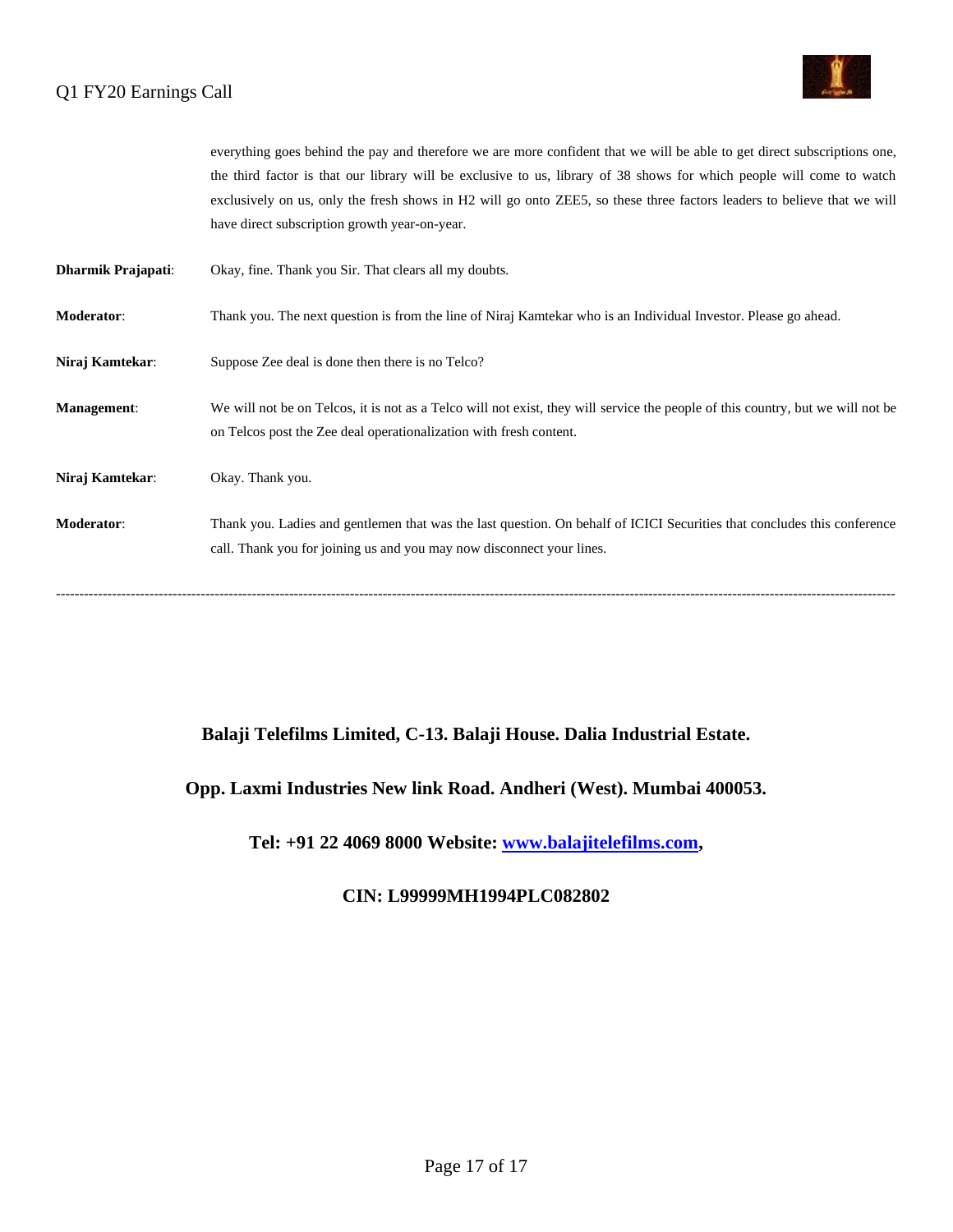everything goes behind the pay and therefore we are more confident that we will be able to get direct subscriptions one, the third factor is that our library will be exclusive to us, library of 38 shows for which people will come to watch exclusively on us, only the fresh shows in H2 will go onto ZEE5, so these three factors leaders to believe that we will have direct subscription growth year-on-year.

**Dharmik Prajapati**: Okay, fine. Thank you Sir. That clears all my doubts.

**Moderator**: Thank you. The next question is from the line of Niraj Kamtekar who is an Individual Investor. Please go ahead.

**Niraj Kamtekar**: Suppose Zee deal is done then there is no Telco?

**Management**: We will not be on Telcos, it is not as a Telco will not exist, they will service the people of this country, but we will not be on Telcos post the Zee deal operationalization with fresh content.

**Niraj Kamtekar**: Okay. Thank you.

**Moderator**: Thank you. Ladies and gentlemen that was the last question. On behalf of ICICI Securities that concludes this conference call. Thank you for joining us and you may now disconnect your lines.

---

**Balaji Telefilms Limited, C-13. Balaji House. Dalia Industrial Estate.**

**Opp. Laxmi Industries New link Road. Andheri (West). Mumbai 400053.**

**Tel: +91 22 4069 8000 Website: [www.balajitelefilms.com](http://www.balajitelefilms.com),**

**CIN: L99999MH1994PLC082802**